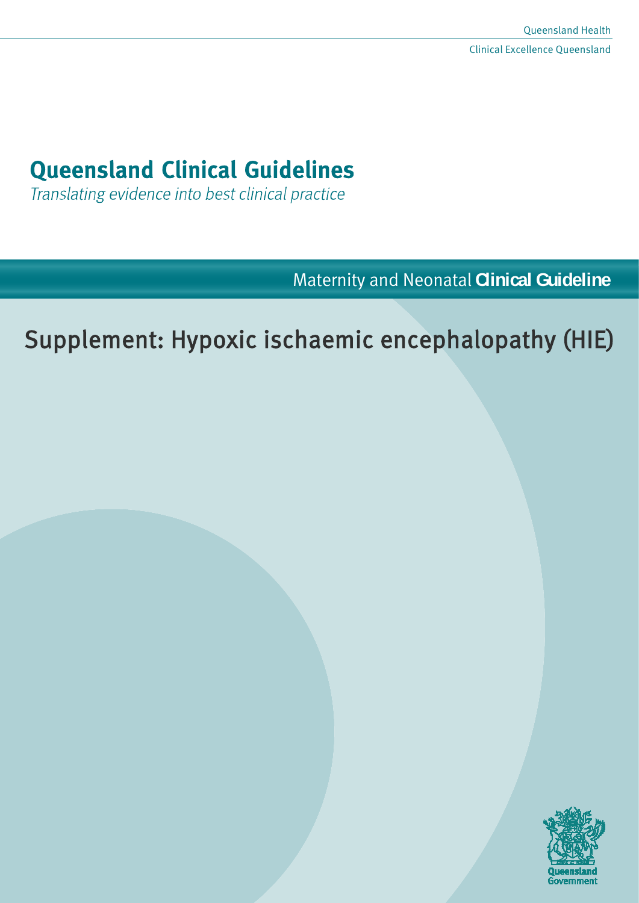Queensland Health

Clinical Excellence Queensland

# Queensland Clinical Guidelines

*Translating evidence into best clinical practice*

Maternity and Neonatal **Clinical Guideline**

# Supplement: Hypoxic ischaemic encephalopathy (HIE)

Queensland Government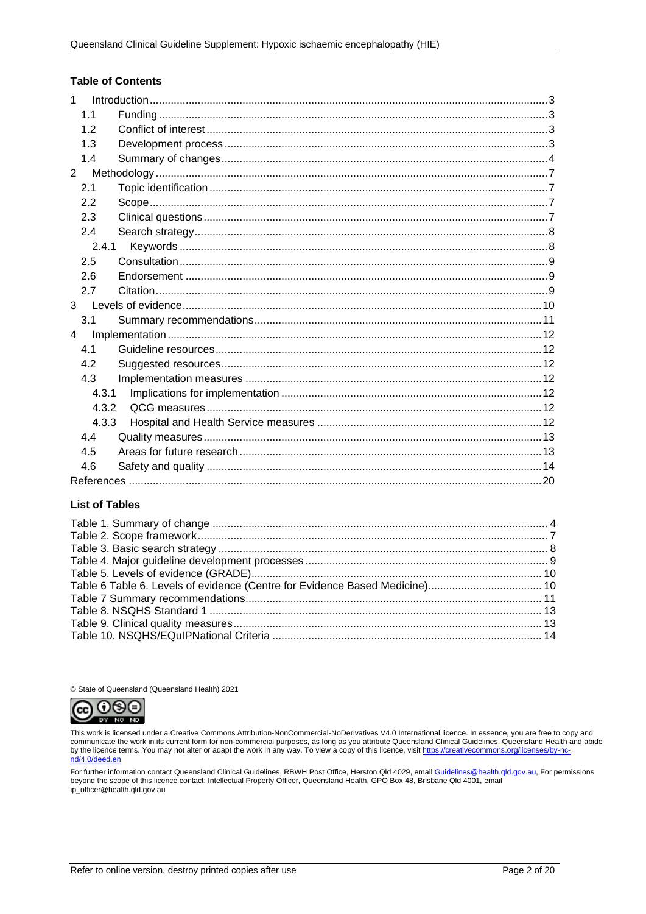**Table of Contents**

| | | |
|---|---|---|
| 1 | Introduction | 3 |
| 1.1 | Funding | 3 |
| 1.2 | Conflict of interest | 3 |
| 1.3 | Development process | 3 |
| 1.4 | Summary of changes | 4 |
| 2 | Methodology | 7 |
| 2.1 | Topic identification | 7 |
| 2.2 | Scope | 7 |
| 2.3 | Clinical questions | 7 |
| 2.4 | Search strategy | 8 |
| 2.4.1 | Keywords | 8 |
| 2.5 | Consultation | 9 |
| 2.6 | Endorsement | 9 |
| 2.7 | Citation | 9 |
| 3 | Levels of evidence | 10 |
| 3.1 | Summary recommendations | 11 |
| 4 | Implementation | 12 |
| 4.1 | Guideline resources | 12 |
| 4.2 | Suggested resources | 12 |
| 4.3 | Implementation measures | 12 |
| 4.3.1 | Implications for implementation | 12 |
| 4.3.2 | QCG measures | 12 |
| 4.3.3 | Hospital and Health Service measures | 12 |
| 4.4 | Quality measures | 13 |
| 4.5 | Areas for future research | 13 |
| 4.6 | Safety and quality | 14 |
| | References | 20 |

**List of Tables**

| | |
|---|---|
| Table 1. Summary of change | 4 |
| Table 2. Scope framework | 7 |
| Table 3. Basic search strategy | 8 |
| Table 4. Major guideline development processes | 9 |
| Table 5. Levels of evidence (GRADE) | 10 |
| Table 6 Table 6. Levels of evidence (Centre for Evidence Based Medicine) | 10 |
| Table 7 Summary recommendations | 11 |
| Table 8. NSQHS Standard 1 | 13 |
| Table 9. Clinical quality measures | 13 |
| Table 10. NSQHS/EQuIPNational Criteria | 14 |

© State of Queensland (Queensland Health) 2021

This work is licensed under a Creative Commons Attribution-NonCommercial-NoDerivatives V4.0 International licence. In essence, you are free to copy and communicate the work in its current form for non-commercial purposes, as long as you attribute Queensland Clinical Guidelines, Queensland Health and abide by the licence terms. You may not alter or adapt the work in any way. To view a copy of this licence, visit https://creativecommons.org/licenses/by-nc-nd/4.0/deed.en

For further information contact Queensland Clinical Guidelines, RBWH Post Office, Herston Qld 4029, email Guidelines@health.qld.gov.au, For permissions beyond the scope of this licence contact: Intellectual Property Officer, Queensland Health, GPO Box 48, Brisbane Qld 4001, email ip_officer@health.qld.gov.au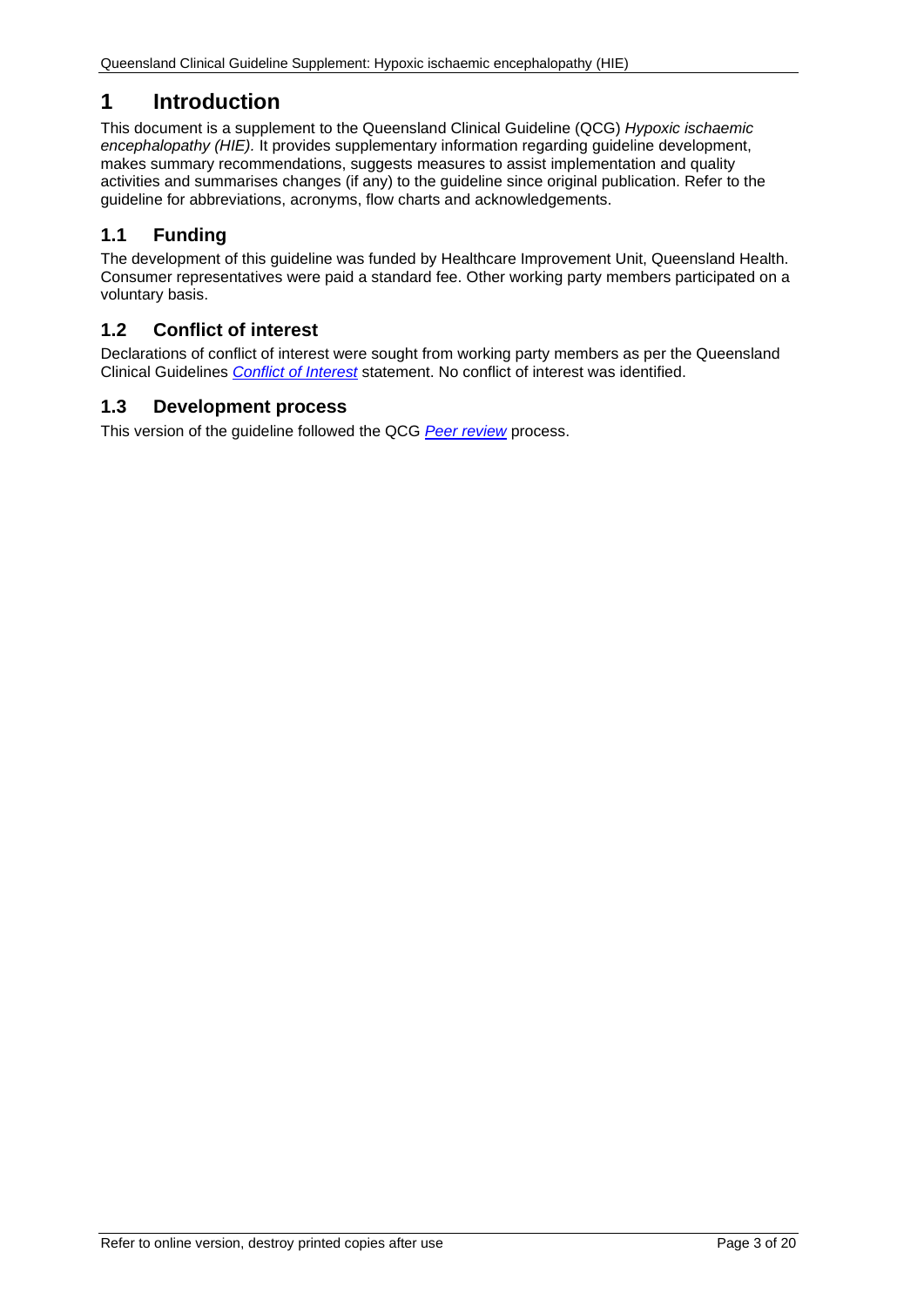# 1 Introduction

This document is a supplement to the Queensland Clinical Guideline (QCG) *Hypoxic ischaemic encephalopathy (HIE).* It provides supplementary information regarding guideline development, makes summary recommendations, suggests measures to assist implementation and quality activities and summarises changes (if any) to the guideline since original publication. Refer to the guideline for abbreviations, acronyms, flow charts and acknowledgements.

## 1.1 Funding

The development of this guideline was funded by Healthcare Improvement Unit, Queensland Health. Consumer representatives were paid a standard fee. Other working party members participated on a voluntary basis.

## 1.2 Conflict of interest

Declarations of conflict of interest were sought from working party members as per the Queensland Clinical Guidelines *Conflict of Interest* statement. No conflict of interest was identified.

## 1.3 Development process

This version of the guideline followed the QCG *Peer review* process.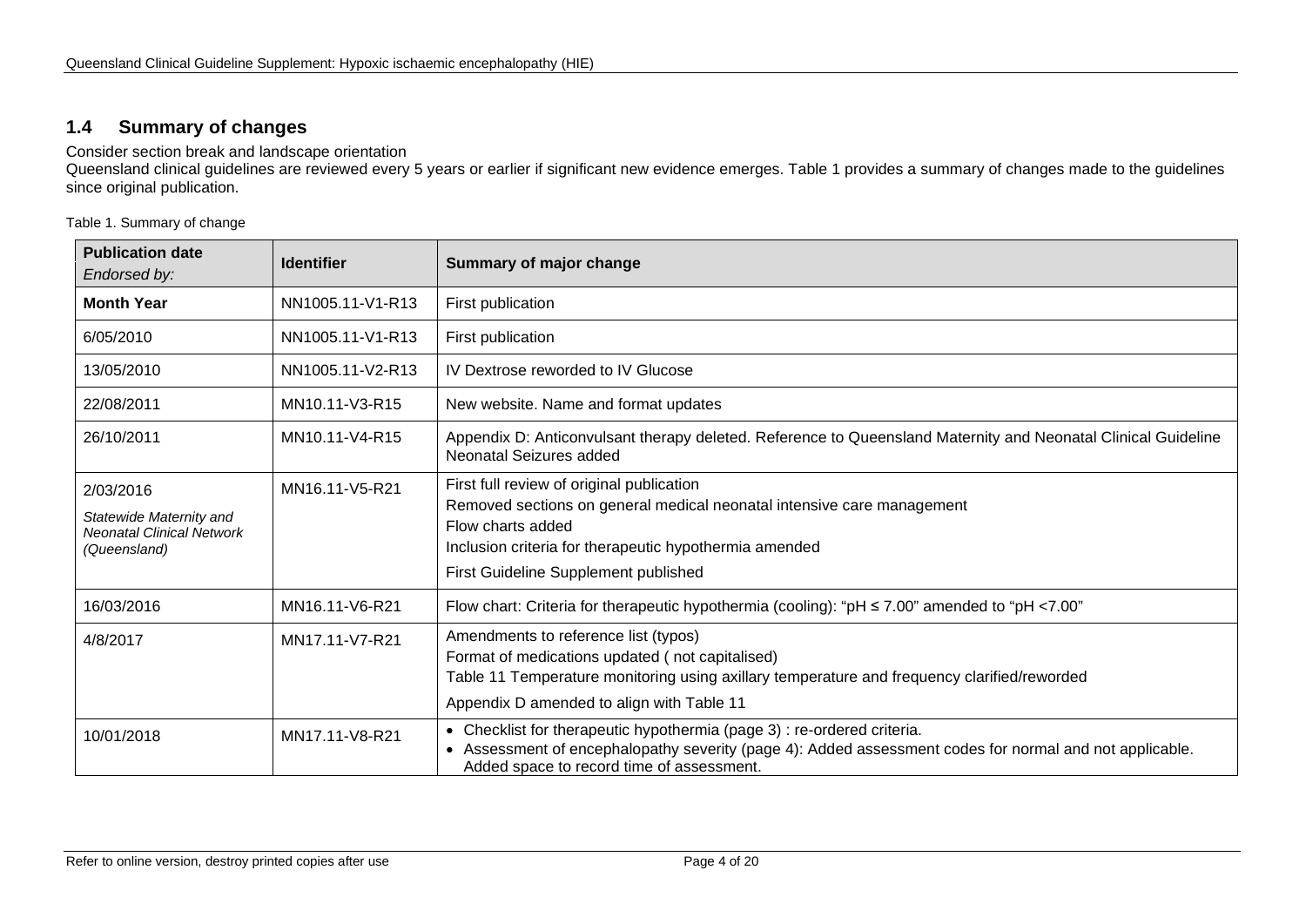## 1.4 Summary of changes

Consider section break and landscape orientation

Queensland clinical guidelines are reviewed every 5 years or earlier if significant new evidence emerges. Table 1 provides a summary of changes made to the guidelines since original publication.

Table 1. Summary of change

| **Publication date**<br>*Endorsed by:* | **Identifier** | **Summary of major change** |
|---|---|---|
| **Month Year** | NN1005.11-V1-R13 | First publication |
| 6/05/2010 | NN1005.11-V1-R13 | First publication |
| 13/05/2010 | NN1005.11-V2-R13 | IV Dextrose reworded to IV Glucose |
| 22/08/2011 | MN10.11-V3-R15 | New website. Name and format updates |
| 26/10/2011 | MN10.11-V4-R15 | Appendix D: Anticonvulsant therapy deleted. Reference to Queensland Maternity and Neonatal Clinical Guideline Neonatal Seizures added |
| 2/03/2016<br>*Statewide Maternity and Neonatal Clinical Network (Queensland)* | MN16.11-V5-R21 | First full review of original publication<br>Removed sections on general medical neonatal intensive care management<br>Flow charts added<br>Inclusion criteria for therapeutic hypothermia amended<br>First Guideline Supplement published |
| 16/03/2016 | MN16.11-V6-R21 | Flow chart: Criteria for therapeutic hypothermia (cooling): "pH ≤ 7.00" amended to "pH <7.00" |
| 4/8/2017 | MN17.11-V7-R21 | Amendments to reference list (typos)<br>Format of medications updated ( not capitalised)<br>Table 11 Temperature monitoring using axillary temperature and frequency clarified/reworded<br>Appendix D amended to align with Table 11 |
| 10/01/2018 | MN17.11-V8-R21 | • Checklist for therapeutic hypothermia (page 3) : re-ordered criteria.<br>• Assessment of encephalopathy severity (page 4): Added assessment codes for normal and not applicable. Added space to record time of assessment. |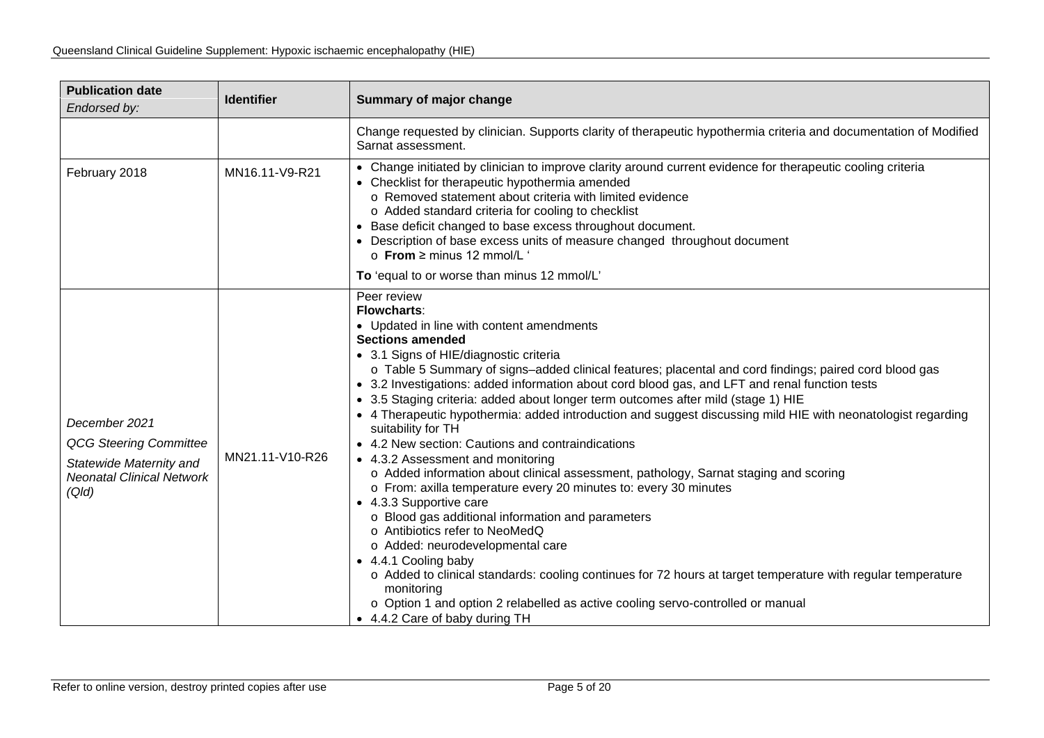| **Publication date** *Endorsed by:* | **Identifier** | **Summary of major change** |
|---|---|---|
| | | Change requested by clinician. Supports clarity of therapeutic hypothermia criteria and documentation of Modified Sarnat assessment. |
| February 2018 | MN16.11-V9-R21 | • Change initiated by clinician to improve clarity around current evidence for therapeutic cooling criteria<br>• Checklist for therapeutic hypothermia amended<br>  o Removed statement about criteria with limited evidence<br>  o Added standard criteria for cooling to checklist<br>• Base deficit changed to base excess throughout document.<br>• Description of base excess units of measure changed throughout document<br>  o **From** ≥ minus 12 mmol/L '<br><br>**To** 'equal to or worse than minus 12 mmol/L' |
| *December 2021*<br>*QCG Steering Committee*<br>*Statewide Maternity and Neonatal Clinical Network (Qld)* | MN21.11-V10-R26 | Peer review<br>**Flowcharts**:<br>• Updated in line with content amendments<br>**Sections amended**<br>• 3.1 Signs of HIE/diagnostic criteria<br>  o Table 5 Summary of signs–added clinical features; placental and cord findings; paired cord blood gas<br>• 3.2 Investigations: added information about cord blood gas, and LFT and renal function tests<br>• 3.5 Staging criteria: added about longer term outcomes after mild (stage 1) HIE<br>• 4 Therapeutic hypothermia: added introduction and suggest discussing mild HIE with neonatologist regarding suitability for TH<br>• 4.2 New section: Cautions and contraindications<br>• 4.3.2 Assessment and monitoring<br>  o Added information about clinical assessment, pathology, Sarnat staging and scoring<br>  o From: axilla temperature every 20 minutes to: every 30 minutes<br>• 4.3.3 Supportive care<br>  o Blood gas additional information and parameters<br>  o Antibiotics refer to NeoMedQ<br>  o Added: neurodevelopmental care<br>• 4.4.1 Cooling baby<br>  o Added to clinical standards: cooling continues for 72 hours at target temperature with regular temperature monitoring<br>  o Option 1 and option 2 relabelled as active cooling servo-controlled or manual<br>• 4.4.2 Care of baby during TH |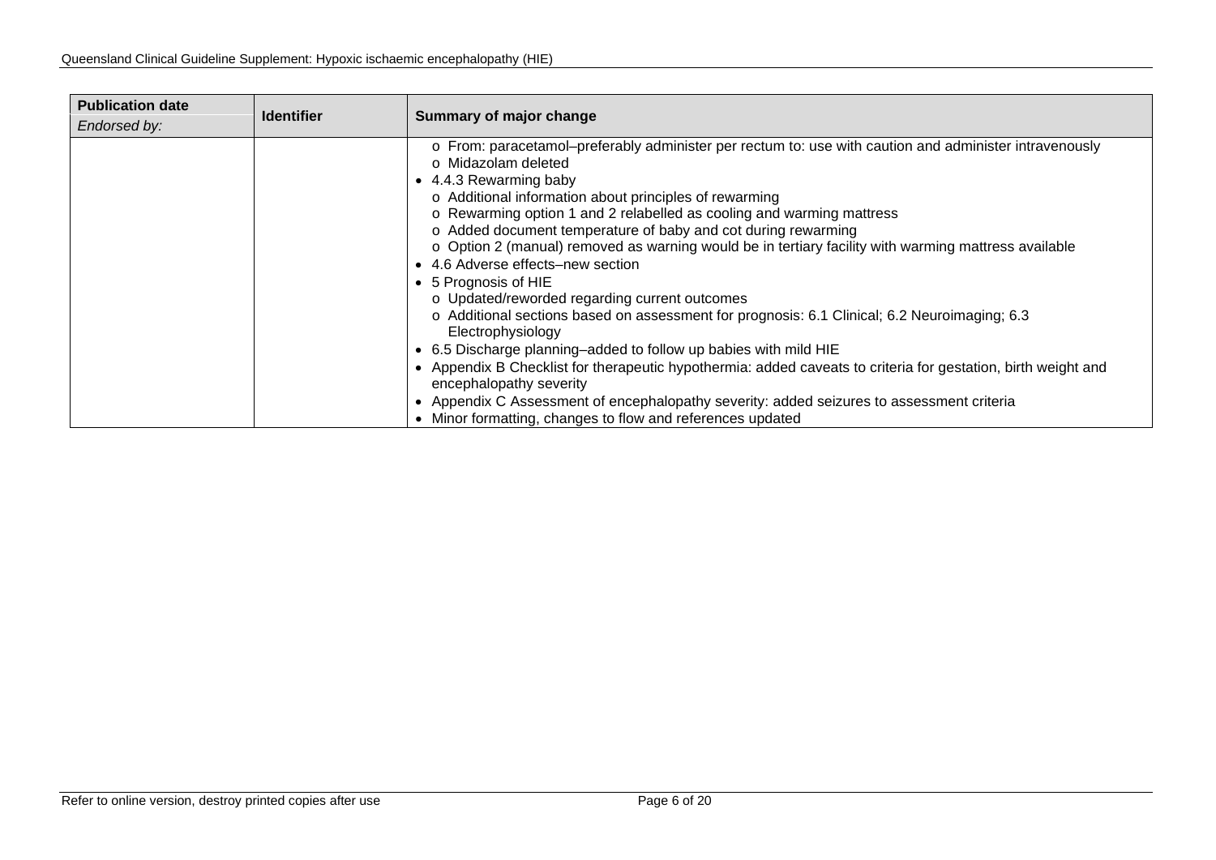| Publication date *Endorsed by:* | Identifier | Summary of major change |
|---|---|---|
| | | o From: paracetamol–preferably administer per rectum to: use with caution and administer intravenously<br>o Midazolam deleted<br>• 4.4.3 Rewarming baby<br>o Additional information about principles of rewarming<br>o Rewarming option 1 and 2 relabelled as cooling and warming mattress<br>o Added document temperature of baby and cot during rewarming<br>o Option 2 (manual) removed as warning would be in tertiary facility with warming mattress available<br>• 4.6 Adverse effects–new section<br>• 5 Prognosis of HIE<br>o Updated/reworded regarding current outcomes<br>o Additional sections based on assessment for prognosis: 6.1 Clinical; 6.2 Neuroimaging; 6.3 Electrophysiology<br>• 6.5 Discharge planning–added to follow up babies with mild HIE<br>• Appendix B Checklist for therapeutic hypothermia: added caveats to criteria for gestation, birth weight and encephalopathy severity<br>• Appendix C Assessment of encephalopathy severity: added seizures to assessment criteria<br>• Minor formatting, changes to flow and references updated |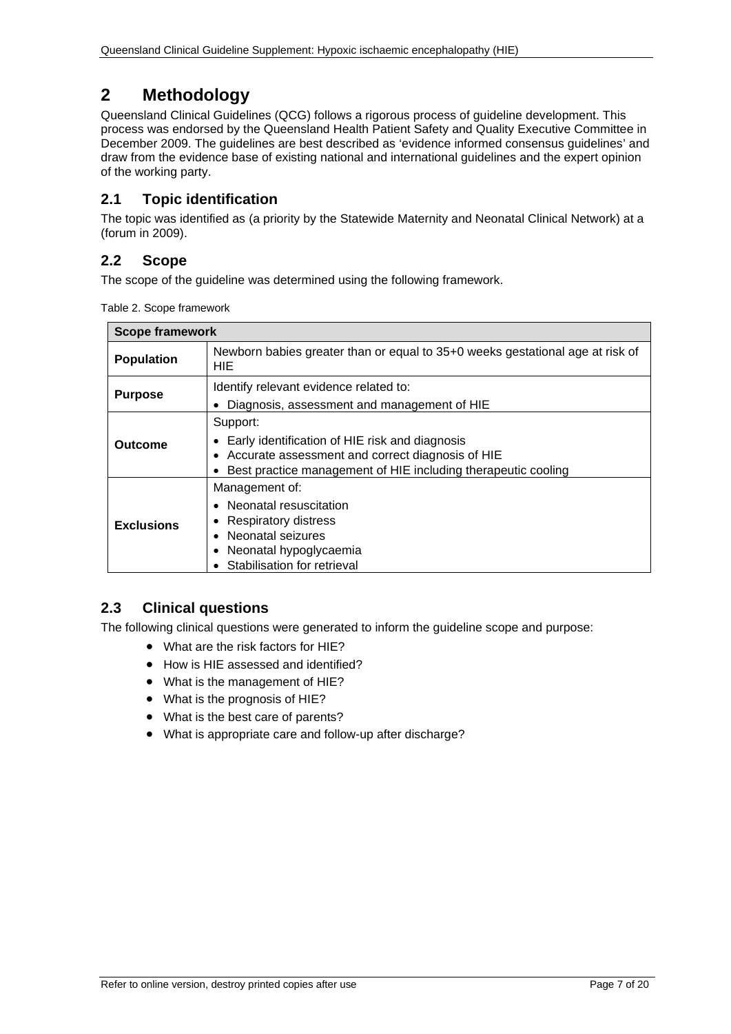# 2 Methodology

Queensland Clinical Guidelines (QCG) follows a rigorous process of guideline development. This process was endorsed by the Queensland Health Patient Safety and Quality Executive Committee in December 2009. The guidelines are best described as 'evidence informed consensus guidelines' and draw from the evidence base of existing national and international guidelines and the expert opinion of the working party.

## 2.1 Topic identification

The topic was identified as (a priority by the Statewide Maternity and Neonatal Clinical Network) at a (forum in 2009).

## 2.2 Scope

The scope of the guideline was determined using the following framework.

Table 2. Scope framework

| Scope framework | |
|---|---|
| **Population** | Newborn babies greater than or equal to 35+0 weeks gestational age at risk of HIE |
| **Purpose** | Identify relevant evidence related to:<br>• Diagnosis, assessment and management of HIE |
| **Outcome** | Support:<br>• Early identification of HIE risk and diagnosis<br>• Accurate assessment and correct diagnosis of HIE<br>• Best practice management of HIE including therapeutic cooling |
| **Exclusions** | Management of:<br>• Neonatal resuscitation<br>• Respiratory distress<br>• Neonatal seizures<br>• Neonatal hypoglycaemia<br>• Stabilisation for retrieval |

## 2.3 Clinical questions

The following clinical questions were generated to inform the guideline scope and purpose:

- What are the risk factors for HIE?
- How is HIE assessed and identified?
- What is the management of HIE?
- What is the prognosis of HIE?
- What is the best care of parents?
- What is appropriate care and follow-up after discharge?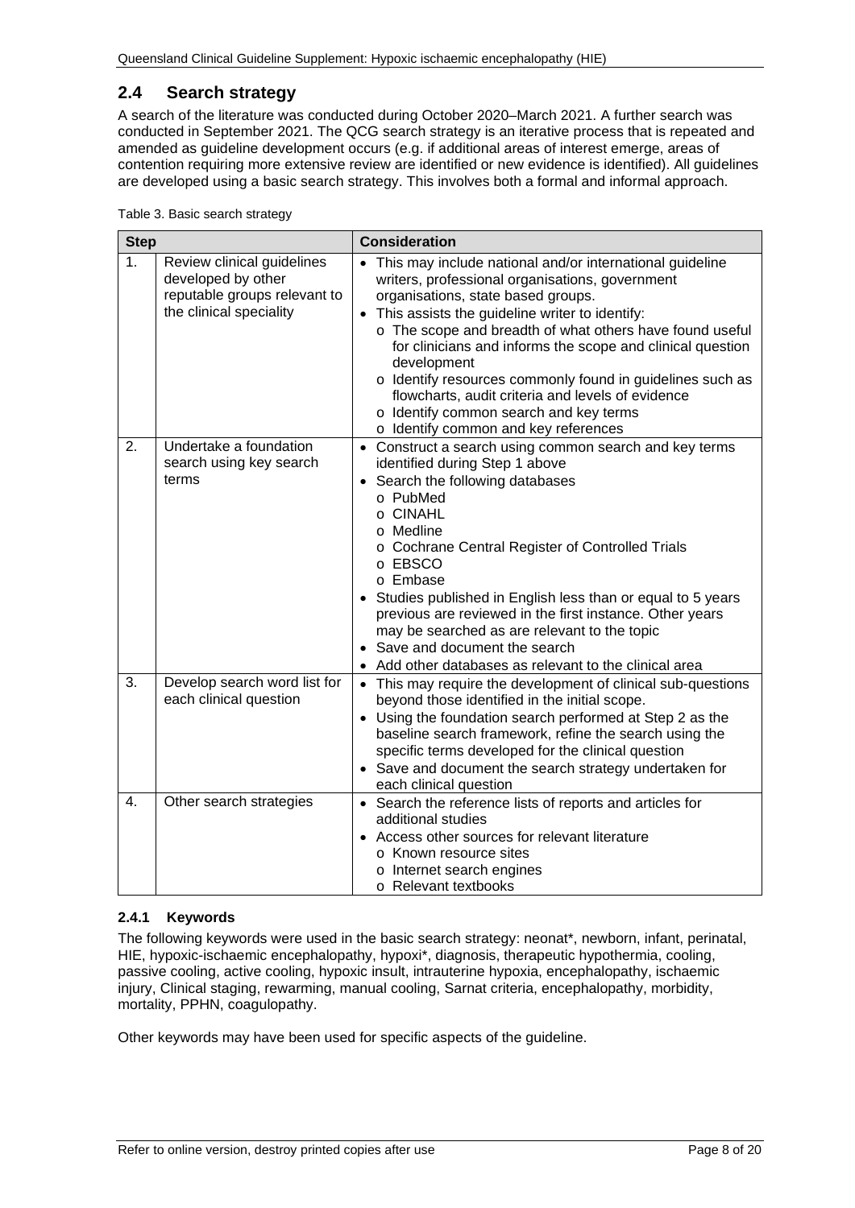## 2.4 Search strategy

A search of the literature was conducted during October 2020–March 2021. A further search was conducted in September 2021. The QCG search strategy is an iterative process that is repeated and amended as guideline development occurs (e.g. if additional areas of interest emerge, areas of contention requiring more extensive review are identified or new evidence is identified). All guidelines are developed using a basic search strategy. This involves both a formal and informal approach.

Table 3. Basic search strategy

| Step | | Consideration |
|---|---|---|
| 1. | Review clinical guidelines developed by other reputable groups relevant to the clinical speciality | • This may include national and/or international guideline writers, professional organisations, government organisations, state based groups.<br>• This assists the guideline writer to identify:<br>o The scope and breadth of what others have found useful for clinicians and informs the scope and clinical question development<br>o Identify resources commonly found in guidelines such as flowcharts, audit criteria and levels of evidence<br>o Identify common search and key terms<br>o Identify common and key references |
| 2. | Undertake a foundation search using key search terms | • Construct a search using common search and key terms identified during Step 1 above<br>• Search the following databases<br>o PubMed<br>o CINAHL<br>o Medline<br>o Cochrane Central Register of Controlled Trials<br>o EBSCO<br>o Embase<br>• Studies published in English less than or equal to 5 years previous are reviewed in the first instance. Other years may be searched as are relevant to the topic<br>• Save and document the search<br>• Add other databases as relevant to the clinical area |
| 3. | Develop search word list for each clinical question | • This may require the development of clinical sub-questions beyond those identified in the initial scope.<br>• Using the foundation search performed at Step 2 as the baseline search framework, refine the search using the specific terms developed for the clinical question<br>• Save and document the search strategy undertaken for each clinical question |
| 4. | Other search strategies | • Search the reference lists of reports and articles for additional studies<br>• Access other sources for relevant literature<br>o Known resource sites<br>o Internet search engines<br>o Relevant textbooks |

### 2.4.1 Keywords

The following keywords were used in the basic search strategy: neonat*, newborn, infant, perinatal, HIE, hypoxic-ischaemic encephalopathy, hypoxi*, diagnosis, therapeutic hypothermia, cooling, passive cooling, active cooling, hypoxic insult, intrauterine hypoxia, encephalopathy, ischaemic injury, Clinical staging, rewarming, manual cooling, Sarnat criteria, encephalopathy, morbidity, mortality, PPHN, coagulopathy.

Other keywords may have been used for specific aspects of the guideline.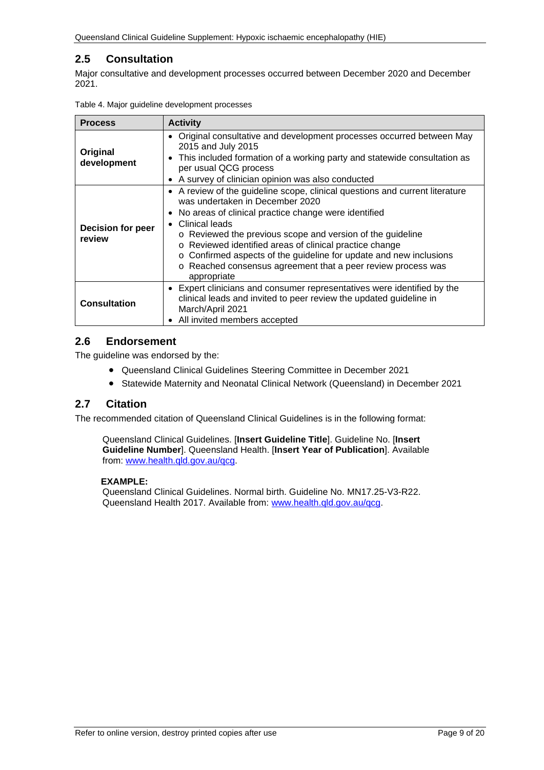## 2.5 Consultation

Major consultative and development processes occurred between December 2020 and December 2021.

Table 4. Major guideline development processes

| Process | Activity |
|---|---|
| **Original development** | • Original consultative and development processes occurred between May 2015 and July 2015<br>• This included formation of a working party and statewide consultation as per usual QCG process<br>• A survey of clinician opinion was also conducted |
| **Decision for peer review** | • A review of the guideline scope, clinical questions and current literature was undertaken in December 2020<br>• No areas of clinical practice change were identified<br>• Clinical leads<br>o Reviewed the previous scope and version of the guideline<br>o Reviewed identified areas of clinical practice change<br>o Confirmed aspects of the guideline for update and new inclusions<br>o Reached consensus agreement that a peer review process was appropriate |
| **Consultation** | • Expert clinicians and consumer representatives were identified by the clinical leads and invited to peer review the updated guideline in March/April 2021<br>• All invited members accepted |

## 2.6 Endorsement

The guideline was endorsed by the:

- Queensland Clinical Guidelines Steering Committee in December 2021
- Statewide Maternity and Neonatal Clinical Network (Queensland) in December 2021

## 2.7 Citation

The recommended citation of Queensland Clinical Guidelines is in the following format:

Queensland Clinical Guidelines. [**Insert Guideline Title**]. Guideline No. [**Insert Guideline Number**]. Queensland Health. [**Insert Year of Publication**]. Available from: www.health.qld.gov.au/qcg.

**EXAMPLE:**
Queensland Clinical Guidelines. Normal birth. Guideline No. MN17.25-V3-R22. Queensland Health 2017. Available from: www.health.qld.gov.au/qcg.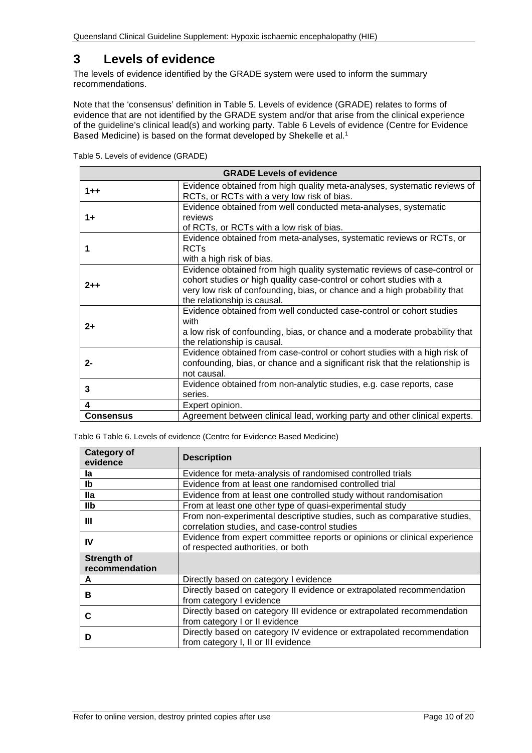# 3 Levels of evidence

The levels of evidence identified by the GRADE system were used to inform the summary recommendations.

Note that the 'consensus' definition in Table 5. Levels of evidence (GRADE) relates to forms of evidence that are not identified by the GRADE system and/or that arise from the clinical experience of the guideline's clinical lead(s) and working party. Table 6 Levels of evidence (Centre for Evidence Based Medicine) is based on the format developed by Shekelle et al.[1]

Table 5. Levels of evidence (GRADE)

| GRADE Levels of evidence | |
|---|---|
| **1++** | Evidence obtained from high quality meta-analyses, systematic reviews of RCTs, or RCTs with a very low risk of bias. |
| **1+** | Evidence obtained from well conducted meta-analyses, systematic reviews of RCTs, or RCTs with a low risk of bias. |
| **1** | Evidence obtained from meta-analyses, systematic reviews or RCTs, or RCTs with a high risk of bias. |
| **2++** | Evidence obtained from high quality systematic reviews of case-control or cohort studies *or* high quality case-control or cohort studies with a very low risk of confounding, bias, or chance and a high probability that the relationship is causal. |
| **2+** | Evidence obtained from well conducted case-control or cohort studies with a low risk of confounding, bias, or chance and a moderate probability that the relationship is causal. |
| **2-** | Evidence obtained from case-control or cohort studies with a high risk of confounding, bias, or chance and a significant risk that the relationship is not causal. |
| **3** | Evidence obtained from non-analytic studies, e.g. case reports, case series. |
| **4** | Expert opinion. |
| **Consensus** | Agreement between clinical lead, working party and other clinical experts. |

Table 6 Table 6. Levels of evidence (Centre for Evidence Based Medicine)

| Category of evidence | Description |
|---|---|
| **Ia** | Evidence for meta-analysis of randomised controlled trials |
| **Ib** | Evidence from at least one randomised controlled trial |
| **IIa** | Evidence from at least one controlled study without randomisation |
| **IIb** | From at least one other type of quasi-experimental study |
| **III** | From non-experimental descriptive studies, such as comparative studies, correlation studies, and case-control studies |
| **IV** | Evidence from expert committee reports or opinions or clinical experience of respected authorities, or both |
| **Strength of recommendation** | |
| **A** | Directly based on category I evidence |
| **B** | Directly based on category II evidence or extrapolated recommendation from category I evidence |
| **C** | Directly based on category III evidence or extrapolated recommendation from category I or II evidence |
| **D** | Directly based on category IV evidence or extrapolated recommendation from category I, II or III evidence |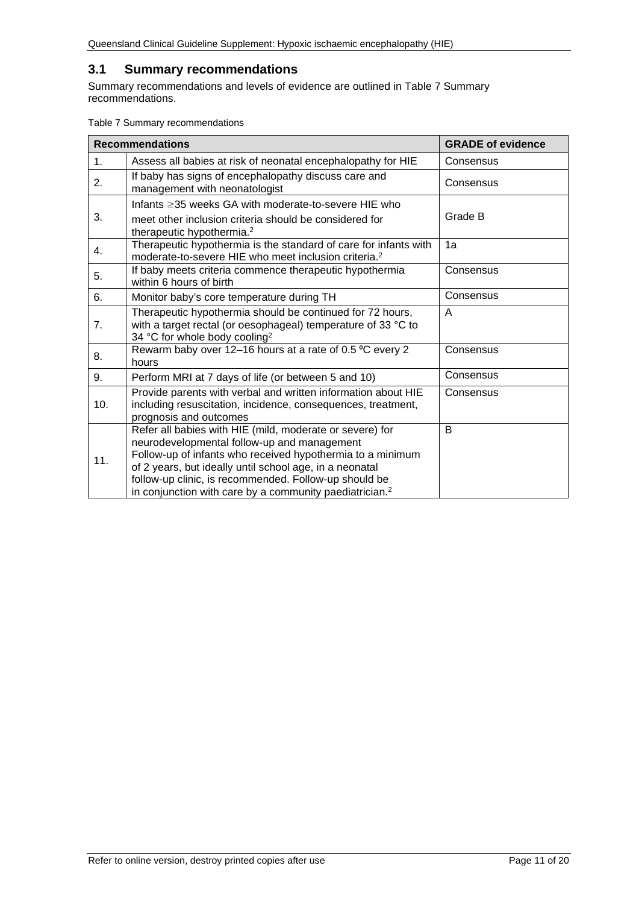## 3.1 Summary recommendations

Summary recommendations and levels of evidence are outlined in Table 7 Summary recommendations.

Table 7 Summary recommendations

| Recommendations | | GRADE of evidence |
|---|---|---|
| 1. | Assess all babies at risk of neonatal encephalopathy for HIE | Consensus |
| 2. | If baby has signs of encephalopathy discuss care and management with neonatologist | Consensus |
| 3. | Infants ≥35 weeks GA with moderate-to-severe HIE who meet other inclusion criteria should be considered for therapeutic hypothermia.[2] | Grade B |
| 4. | Therapeutic hypothermia is the standard of care for infants with moderate-to-severe HIE who meet inclusion criteria.[2] | 1a |
| 5. | If baby meets criteria commence therapeutic hypothermia within 6 hours of birth | Consensus |
| 6. | Monitor baby's core temperature during TH | Consensus |
| 7. | Therapeutic hypothermia should be continued for 72 hours, with a target rectal (or oesophageal) temperature of 33 °C to 34 °C for whole body cooling[2] | A |
| 8. | Rewarm baby over 12–16 hours at a rate of 0.5 ºC every 2 hours | Consensus |
| 9. | Perform MRI at 7 days of life (or between 5 and 10) | Consensus |
| 10. | Provide parents with verbal and written information about HIE including resuscitation, incidence, consequences, treatment, prognosis and outcomes | Consensus |
| 11. | Refer all babies with HIE (mild, moderate or severe) for neurodevelopmental follow-up and management<br>Follow-up of infants who received hypothermia to a minimum of 2 years, but ideally until school age, in a neonatal follow-up clinic, is recommended. Follow-up should be in conjunction with care by a community paediatrician.[2] | B |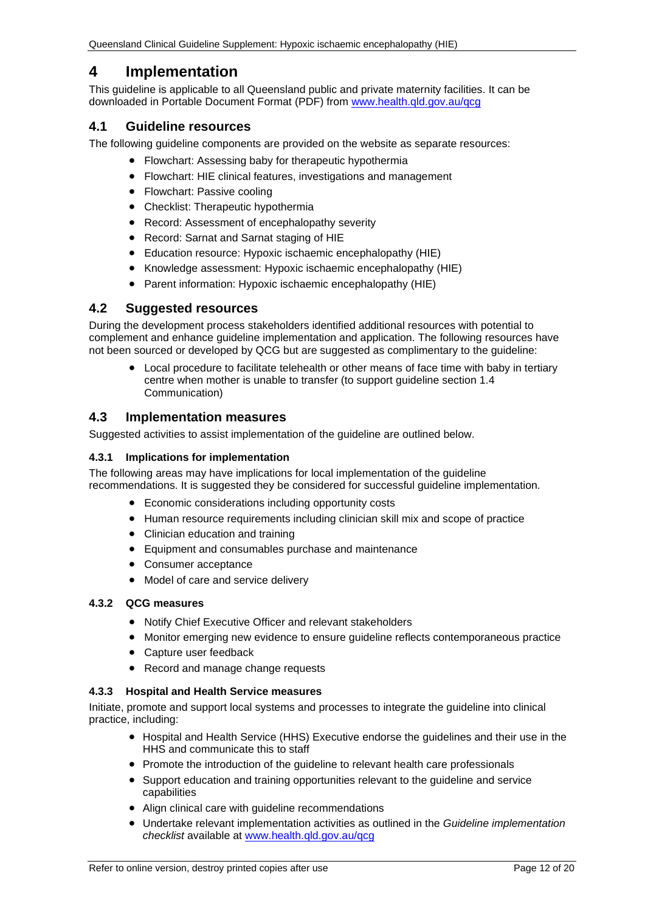# 4 Implementation

This guideline is applicable to all Queensland public and private maternity facilities. It can be downloaded in Portable Document Format (PDF) from www.health.qld.gov.au/qcg

## 4.1 Guideline resources

The following guideline components are provided on the website as separate resources:

- Flowchart: Assessing baby for therapeutic hypothermia
- Flowchart: HIE clinical features, investigations and management
- Flowchart: Passive cooling
- Checklist: Therapeutic hypothermia
- Record: Assessment of encephalopathy severity
- Record: Sarnat and Sarnat staging of HIE
- Education resource: Hypoxic ischaemic encephalopathy (HIE)
- Knowledge assessment: Hypoxic ischaemic encephalopathy (HIE)
- Parent information: Hypoxic ischaemic encephalopathy (HIE)

## 4.2 Suggested resources

During the development process stakeholders identified additional resources with potential to complement and enhance guideline implementation and application. The following resources have not been sourced or developed by QCG but are suggested as complimentary to the guideline:

- Local procedure to facilitate telehealth or other means of face time with baby in tertiary centre when mother is unable to transfer (to support guideline section 1.4 Communication)

## 4.3 Implementation measures

Suggested activities to assist implementation of the guideline are outlined below.

### 4.3.1 Implications for implementation

The following areas may have implications for local implementation of the guideline recommendations. It is suggested they be considered for successful guideline implementation.

- Economic considerations including opportunity costs
- Human resource requirements including clinician skill mix and scope of practice
- Clinician education and training
- Equipment and consumables purchase and maintenance
- Consumer acceptance
- Model of care and service delivery

### 4.3.2 QCG measures

- Notify Chief Executive Officer and relevant stakeholders
- Monitor emerging new evidence to ensure guideline reflects contemporaneous practice
- Capture user feedback
- Record and manage change requests

### 4.3.3 Hospital and Health Service measures

Initiate, promote and support local systems and processes to integrate the guideline into clinical practice, including:

- Hospital and Health Service (HHS) Executive endorse the guidelines and their use in the HHS and communicate this to staff
- Promote the introduction of the guideline to relevant health care professionals
- Support education and training opportunities relevant to the guideline and service capabilities
- Align clinical care with guideline recommendations
- Undertake relevant implementation activities as outlined in the *Guideline implementation checklist* available at www.health.qld.gov.au/qcg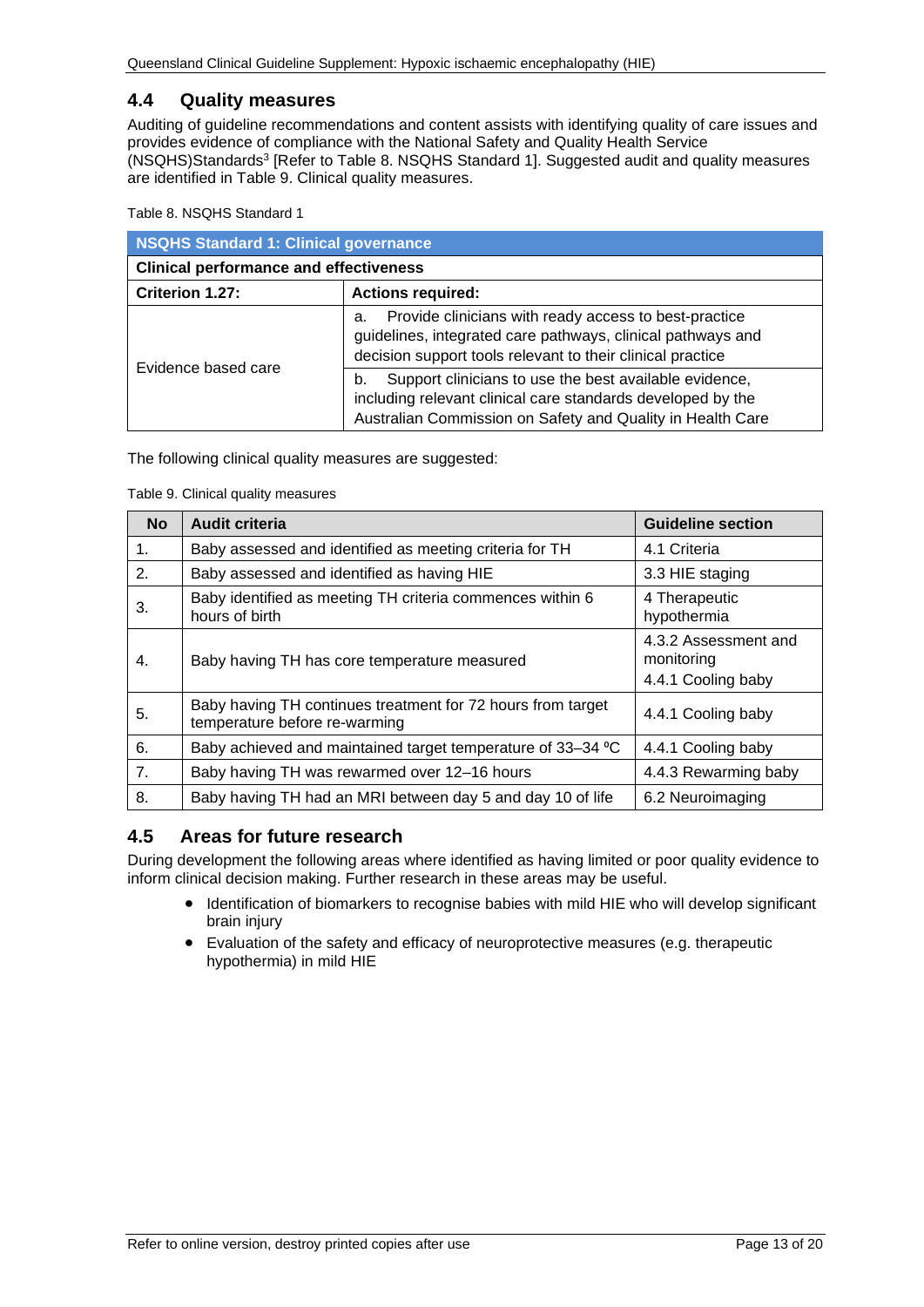## 4.4 Quality measures

Auditing of guideline recommendations and content assists with identifying quality of care issues and provides evidence of compliance with the National Safety and Quality Health Service (NSQHS)Standards[3] [Refer to Table 8. NSQHS Standard 1]. Suggested audit and quality measures are identified in Table 9. Clinical quality measures.

Table 8. NSQHS Standard 1

| **NSQHS Standard 1: Clinical governance** | |
|---|---|
| **Clinical performance and effectiveness** | |
| **Criterion 1.27:** | **Actions required:** |
| Evidence based care | a. Provide clinicians with ready access to best-practice guidelines, integrated care pathways, clinical pathways and decision support tools relevant to their clinical practice |
| | b. Support clinicians to use the best available evidence, including relevant clinical care standards developed by the Australian Commission on Safety and Quality in Health Care |

The following clinical quality measures are suggested:

Table 9. Clinical quality measures

| No | Audit criteria | Guideline section |
|---|---|---|
| 1. | Baby assessed and identified as meeting criteria for TH | 4.1 Criteria |
| 2. | Baby assessed and identified as having HIE | 3.3 HIE staging |
| 3. | Baby identified as meeting TH criteria commences within 6 hours of birth | 4 Therapeutic hypothermia |
| 4. | Baby having TH has core temperature measured | 4.3.2 Assessment and monitoring<br>4.4.1 Cooling baby |
| 5. | Baby having TH continues treatment for 72 hours from target temperature before re-warming | 4.4.1 Cooling baby |
| 6. | Baby achieved and maintained target temperature of 33–34 ºC | 4.4.1 Cooling baby |
| 7. | Baby having TH was rewarmed over 12–16 hours | 4.4.3 Rewarming baby |
| 8. | Baby having TH had an MRI between day 5 and day 10 of life | 6.2 Neuroimaging |

## 4.5 Areas for future research

During development the following areas where identified as having limited or poor quality evidence to inform clinical decision making. Further research in these areas may be useful.

- Identification of biomarkers to recognise babies with mild HIE who will develop significant brain injury
- Evaluation of the safety and efficacy of neuroprotective measures (e.g. therapeutic hypothermia) in mild HIE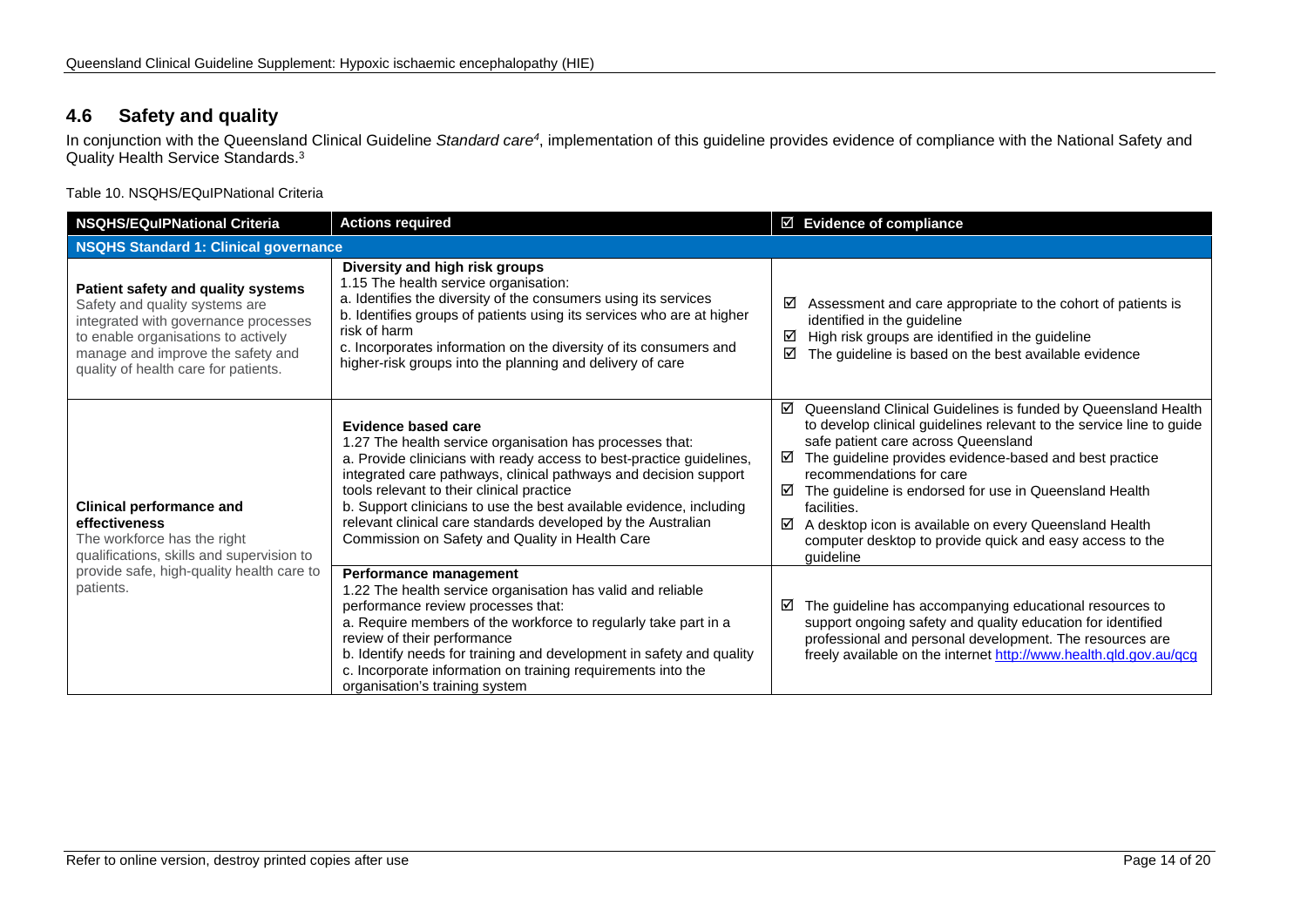## 4.6 Safety and quality

In conjunction with the Queensland Clinical Guideline *Standard care*[4], implementation of this guideline provides evidence of compliance with the National Safety and Quality Health Service Standards.[3]

Table 10. NSQHS/EQuIPNational Criteria

| NSQHS/EQuIPNational Criteria | Actions required | ☑ Evidence of compliance |
|---|---|---|
| **NSQHS Standard 1: Clinical governance** | | |
| **Patient safety and quality systems** Safety and quality systems are integrated with governance processes to enable organisations to actively manage and improve the safety and quality of health care for patients. | **Diversity and high risk groups** 1.15 The health service organisation: a. Identifies the diversity of the consumers using its services b. Identifies groups of patients using its services who are at higher risk of harm c. Incorporates information on the diversity of its consumers and higher-risk groups into the planning and delivery of care | ☑ Assessment and care appropriate to the cohort of patients is identified in the guideline ☑ High risk groups are identified in the guideline ☑ The guideline is based on the best available evidence |
| **Clinical performance and effectiveness** The workforce has the right qualifications, skills and supervision to provide safe, high-quality health care to patients. | **Evidence based care** 1.27 The health service organisation has processes that: a. Provide clinicians with ready access to best-practice guidelines, integrated care pathways, clinical pathways and decision support tools relevant to their clinical practice b. Support clinicians to use the best available evidence, including relevant clinical care standards developed by the Australian Commission on Safety and Quality in Health Care | ☑ Queensland Clinical Guidelines is funded by Queensland Health to develop clinical guidelines relevant to the service line to guide safe patient care across Queensland ☑ The guideline provides evidence-based and best practice recommendations for care ☑ The guideline is endorsed for use in Queensland Health facilities. ☑ A desktop icon is available on every Queensland Health computer desktop to provide quick and easy access to the guideline |
| | **Performance management** 1.22 The health service organisation has valid and reliable performance review processes that: a. Require members of the workforce to regularly take part in a review of their performance b. Identify needs for training and development in safety and quality c. Incorporate information on training requirements into the organisation's training system | ☑ The guideline has accompanying educational resources to support ongoing safety and quality education for identified professional and personal development. The resources are freely available on the internet http://www.health.qld.gov.au/qcg |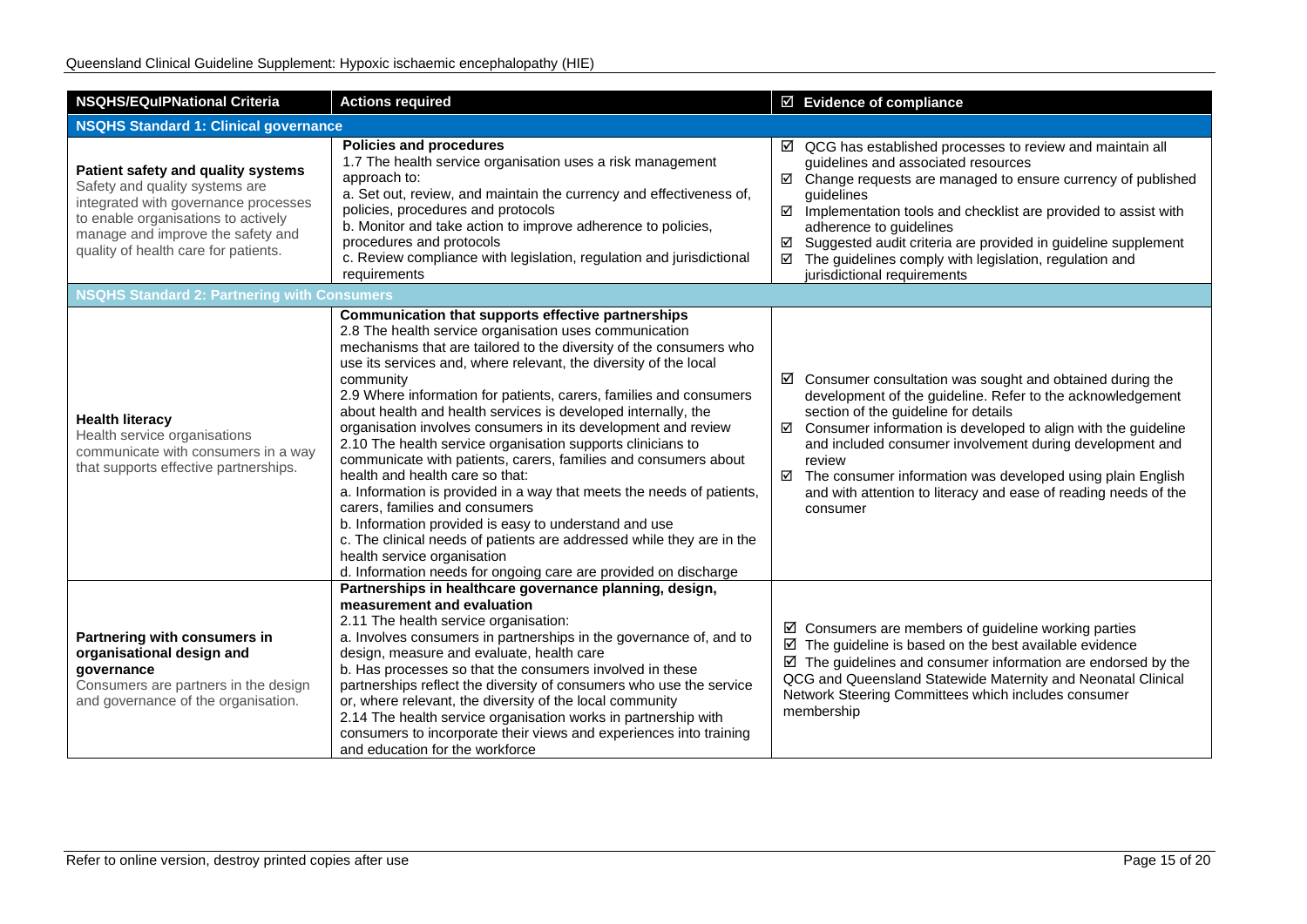| NSQHS/EQuIPNational Criteria | Actions required | ☑ Evidence of compliance |
|---|---|---|
| **NSQHS Standard 1: Clinical governance** | | |
| **Patient safety and quality systems**<br>Safety and quality systems are integrated with governance processes to enable organisations to actively manage and improve the safety and quality of health care for patients. | **Policies and procedures**<br>1.7 The health service organisation uses a risk management approach to:<br>a. Set out, review, and maintain the currency and effectiveness of, policies, procedures and protocols<br>b. Monitor and take action to improve adherence to policies, procedures and protocols<br>c. Review compliance with legislation, regulation and jurisdictional requirements | ☑ QCG has established processes to review and maintain all guidelines and associated resources<br>☑ Change requests are managed to ensure currency of published guidelines<br>☑ Implementation tools and checklist are provided to assist with adherence to guidelines<br>☑ Suggested audit criteria are provided in guideline supplement<br>☑ The guidelines comply with legislation, regulation and jurisdictional requirements |
| **NSQHS Standard 2: Partnering with Consumers** | | |
| **Health literacy**<br>Health service organisations communicate with consumers in a way that supports effective partnerships. | **Communication that supports effective partnerships**<br>2.8 The health service organisation uses communication mechanisms that are tailored to the diversity of the consumers who use its services and, where relevant, the diversity of the local community<br>2.9 Where information for patients, carers, families and consumers about health and health services is developed internally, the organisation involves consumers in its development and review<br>2.10 The health service organisation supports clinicians to communicate with patients, carers, families and consumers about health and health care so that:<br>a. Information is provided in a way that meets the needs of patients, carers, families and consumers<br>b. Information provided is easy to understand and use<br>c. The clinical needs of patients are addressed while they are in the health service organisation<br>d. Information needs for ongoing care are provided on discharge | ☑ Consumer consultation was sought and obtained during the development of the guideline. Refer to the acknowledgement section of the guideline for details<br>☑ Consumer information is developed to align with the guideline and included consumer involvement during development and review<br>☑ The consumer information was developed using plain English and with attention to literacy and ease of reading needs of the consumer |
| **Partnering with consumers in organisational design and governance**<br>Consumers are partners in the design and governance of the organisation. | **Partnerships in healthcare governance planning, design, measurement and evaluation**<br>2.11 The health service organisation:<br>a. Involves consumers in partnerships in the governance of, and to design, measure and evaluate, health care<br>b. Has processes so that the consumers involved in these partnerships reflect the diversity of consumers who use the service or, where relevant, the diversity of the local community<br>2.14 The health service organisation works in partnership with consumers to incorporate their views and experiences into training and education for the workforce | ☑ Consumers are members of guideline working parties<br>☑ The guideline is based on the best available evidence<br>☑ The guidelines and consumer information are endorsed by the QCG and Queensland Statewide Maternity and Neonatal Clinical Network Steering Committees which includes consumer membership |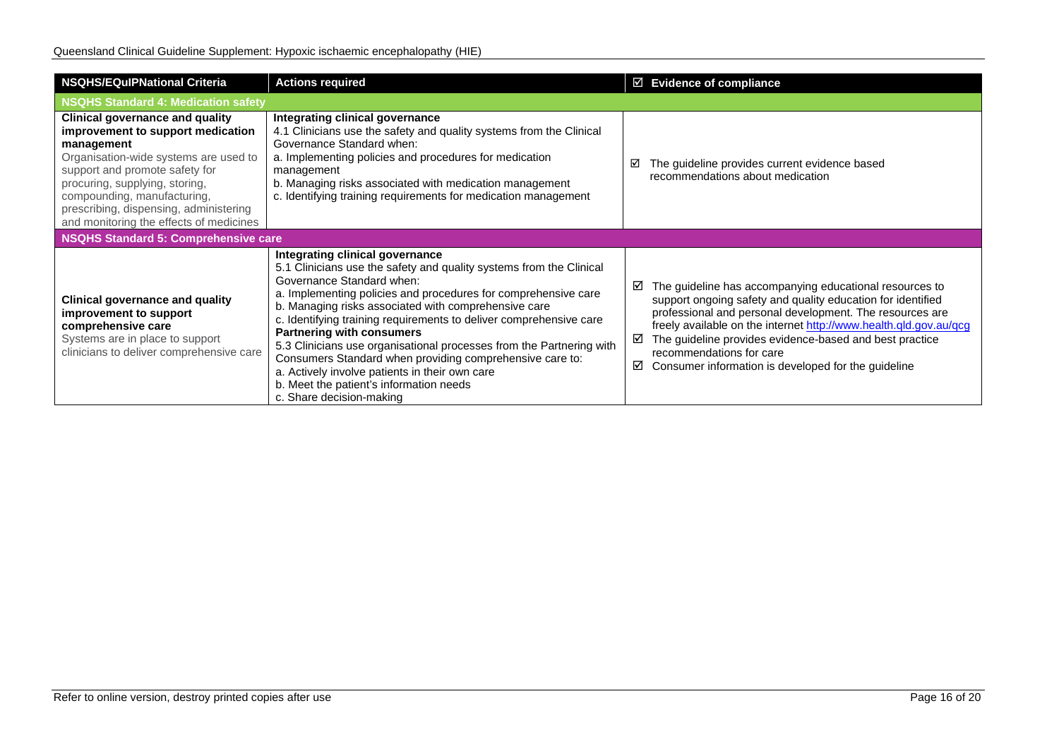| NSQHS/EQuIPNational Criteria | Actions required | ☑ Evidence of compliance |
|---|---|---|
| **NSQHS Standard 4: Medication safety** | | |
| **Clinical governance and quality improvement to support medication management**<br>Organisation-wide systems are used to support and promote safety for procuring, supplying, storing, compounding, manufacturing, prescribing, dispensing, administering and monitoring the effects of medicines | **Integrating clinical governance**<br>4.1 Clinicians use the safety and quality systems from the Clinical Governance Standard when:<br>a. Implementing policies and procedures for medication management<br>b. Managing risks associated with medication management<br>c. Identifying training requirements for medication management | ☑ The guideline provides current evidence based recommendations about medication |
| **NSQHS Standard 5: Comprehensive care** | | |
| **Clinical governance and quality improvement to support comprehensive care**<br>Systems are in place to support clinicians to deliver comprehensive care | **Integrating clinical governance**<br>5.1 Clinicians use the safety and quality systems from the Clinical Governance Standard when:<br>a. Implementing policies and procedures for comprehensive care<br>b. Managing risks associated with comprehensive care<br>c. Identifying training requirements to deliver comprehensive care<br>**Partnering with consumers**<br>5.3 Clinicians use organisational processes from the Partnering with Consumers Standard when providing comprehensive care to:<br>a. Actively involve patients in their own care<br>b. Meet the patient's information needs<br>c. Share decision-making | ☑ The guideline has accompanying educational resources to support ongoing safety and quality education for identified professional and personal development. The resources are freely available on the internet http://www.health.qld.gov.au/qcg<br>☑ The guideline provides evidence-based and best practice recommendations for care<br>☑ Consumer information is developed for the guideline |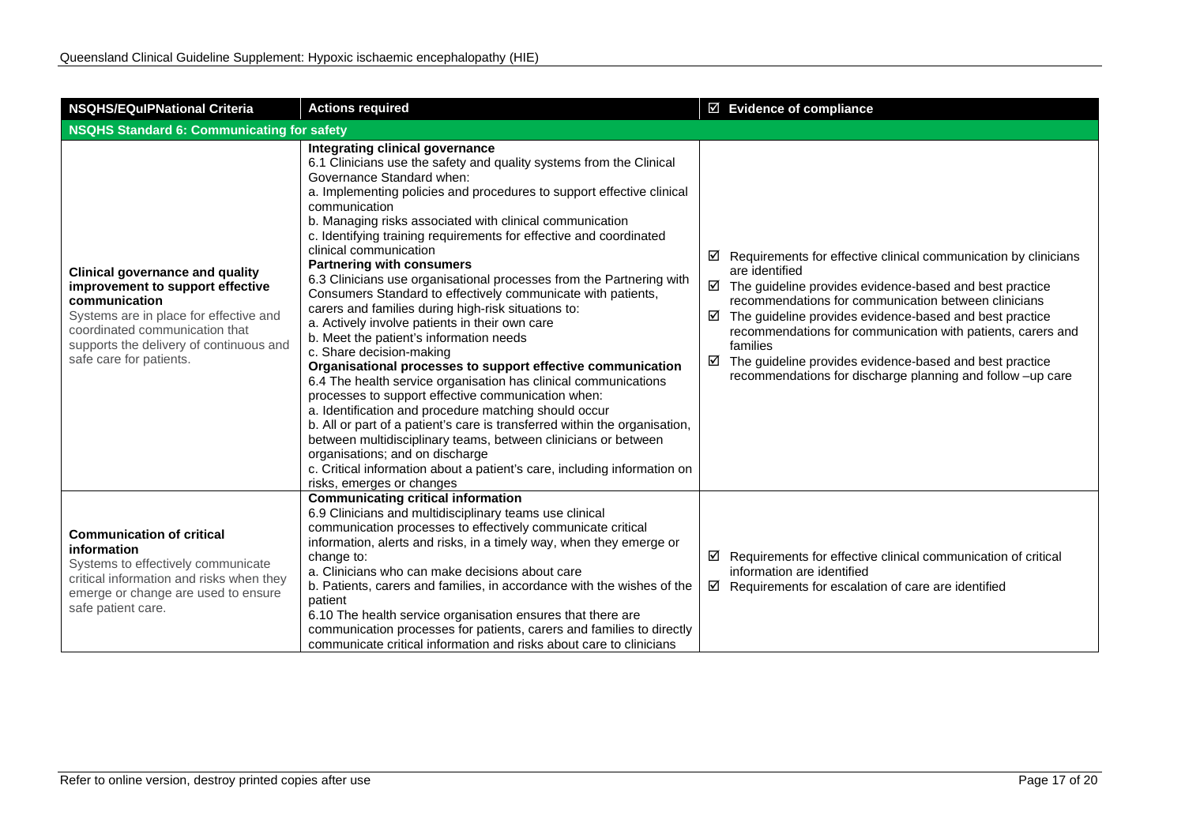| NSQHS/EQuIPNational Criteria | Actions required | ☑ Evidence of compliance |
|---|---|---|
| **NSQHS Standard 6: Communicating for safety** | | |
| **Clinical governance and quality improvement to support effective communication**<br>Systems are in place for effective and coordinated communication that supports the delivery of continuous and safe care for patients. | **Integrating clinical governance**<br>6.1 Clinicians use the safety and quality systems from the Clinical Governance Standard when:<br>a. Implementing policies and procedures to support effective clinical communication<br>b. Managing risks associated with clinical communication<br>c. Identifying training requirements for effective and coordinated clinical communication<br>**Partnering with consumers**<br>6.3 Clinicians use organisational processes from the Partnering with Consumers Standard to effectively communicate with patients, carers and families during high-risk situations to:<br>a. Actively involve patients in their own care<br>b. Meet the patient's information needs<br>c. Share decision-making<br>**Organisational processes to support effective communication**<br>6.4 The health service organisation has clinical communications processes to support effective communication when:<br>a. Identification and procedure matching should occur<br>b. All or part of a patient's care is transferred within the organisation, between multidisciplinary teams, between clinicians or between organisations; and on discharge<br>c. Critical information about a patient's care, including information on risks, emerges or changes | ☑ Requirements for effective clinical communication by clinicians are identified<br>☑ The guideline provides evidence-based and best practice recommendations for communication between clinicians<br>☑ The guideline provides evidence-based and best practice recommendations for communication with patients, carers and families<br>☑ The guideline provides evidence-based and best practice recommendations for discharge planning and follow –up care |
| **Communication of critical information**<br>Systems to effectively communicate critical information and risks when they emerge or change are used to ensure safe patient care. | **Communicating critical information**<br>6.9 Clinicians and multidisciplinary teams use clinical communication processes to effectively communicate critical information, alerts and risks, in a timely way, when they emerge or change to:<br>a. Clinicians who can make decisions about care<br>b. Patients, carers and families, in accordance with the wishes of the patient<br>6.10 The health service organisation ensures that there are communication processes for patients, carers and families to directly communicate critical information and risks about care to clinicians | ☑ Requirements for effective clinical communication of critical information are identified<br>☑ Requirements for escalation of care are identified |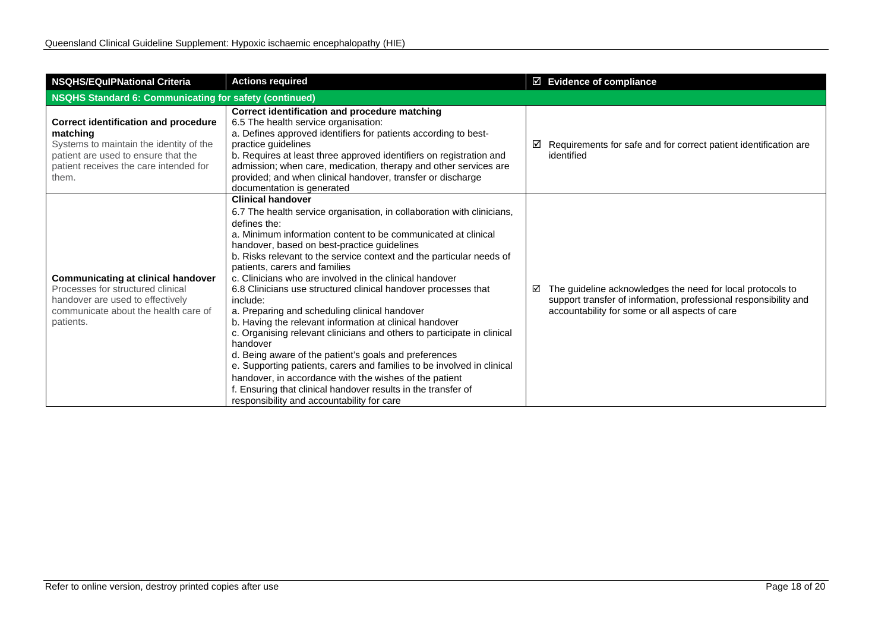| NSQHS/EQuIPNational Criteria | Actions required | ☑ Evidence of compliance |
|---|---|---|
| **NSQHS Standard 6: Communicating for safety (continued)** | | |
| **Correct identification and procedure matching**<br>Systems to maintain the identity of the patient are used to ensure that the patient receives the care intended for them. | **Correct identification and procedure matching**<br>6.5 The health service organisation:<br>a. Defines approved identifiers for patients according to best-practice guidelines<br>b. Requires at least three approved identifiers on registration and admission; when care, medication, therapy and other services are provided; and when clinical handover, transfer or discharge documentation is generated | ☑ Requirements for safe and for correct patient identification are identified |
| **Communicating at clinical handover**<br>Processes for structured clinical handover are used to effectively communicate about the health care of patients. | **Clinical handover**<br>6.7 The health service organisation, in collaboration with clinicians, defines the:<br>a. Minimum information content to be communicated at clinical handover, based on best-practice guidelines<br>b. Risks relevant to the service context and the particular needs of patients, carers and families<br>c. Clinicians who are involved in the clinical handover<br>6.8 Clinicians use structured clinical handover processes that include:<br>a. Preparing and scheduling clinical handover<br>b. Having the relevant information at clinical handover<br>c. Organising relevant clinicians and others to participate in clinical handover<br>d. Being aware of the patient's goals and preferences<br>e. Supporting patients, carers and families to be involved in clinical handover, in accordance with the wishes of the patient<br>f. Ensuring that clinical handover results in the transfer of responsibility and accountability for care | ☑ The guideline acknowledges the need for local protocols to support transfer of information, professional responsibility and accountability for some or all aspects of care |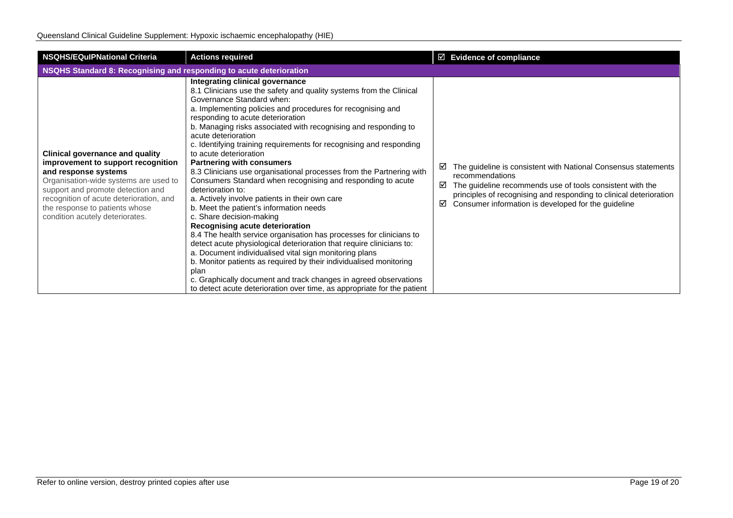| NSQHS/EQuIPNational Criteria | Actions required | ☑ Evidence of compliance |
|---|---|---|
| **NSQHS Standard 8: Recognising and responding to acute deterioration** | | |
| **Clinical governance and quality improvement to support recognition and response systems**<br>Organisation-wide systems are used to support and promote detection and recognition of acute deterioration, and the response to patients whose condition acutely deteriorates. | **Integrating clinical governance**<br>8.1 Clinicians use the safety and quality systems from the Clinical Governance Standard when:<br>a. Implementing policies and procedures for recognising and responding to acute deterioration<br>b. Managing risks associated with recognising and responding to acute deterioration<br>c. Identifying training requirements for recognising and responding to acute deterioration<br>**Partnering with consumers**<br>8.3 Clinicians use organisational processes from the Partnering with Consumers Standard when recognising and responding to acute deterioration to:<br>a. Actively involve patients in their own care<br>b. Meet the patient's information needs<br>c. Share decision-making<br>**Recognising acute deterioration**<br>8.4 The health service organisation has processes for clinicians to detect acute physiological deterioration that require clinicians to:<br>a. Document individualised vital sign monitoring plans<br>b. Monitor patients as required by their individualised monitoring plan<br>c. Graphically document and track changes in agreed observations to detect acute deterioration over time, as appropriate for the patient | ☑ The guideline is consistent with National Consensus statements recommendations<br>☑ The guideline recommends use of tools consistent with the principles of recognising and responding to clinical deterioration<br>☑ Consumer information is developed for the guideline |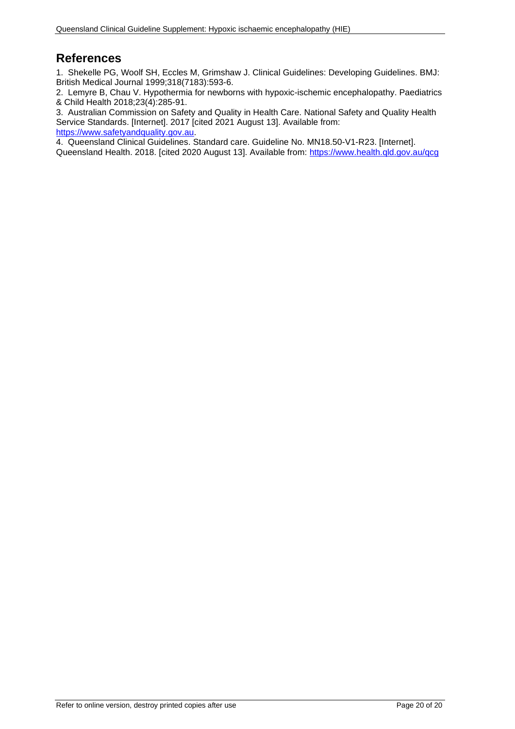# References

1. Shekelle PG, Woolf SH, Eccles M, Grimshaw J. Clinical Guidelines: Developing Guidelines. BMJ: British Medical Journal 1999;318(7183):593-6.
2. Lemyre B, Chau V. Hypothermia for newborns with hypoxic-ischemic encephalopathy. Paediatrics & Child Health 2018;23(4):285-91.
3. Australian Commission on Safety and Quality in Health Care. National Safety and Quality Health Service Standards. [Internet]. 2017 [cited 2021 August 13]. Available from: https://www.safetyandquality.gov.au.
4. Queensland Clinical Guidelines. Standard care. Guideline No. MN18.50-V1-R23. [Internet]. Queensland Health. 2018. [cited 2020 August 13]. Available from: https://www.health.qld.gov.au/qcg